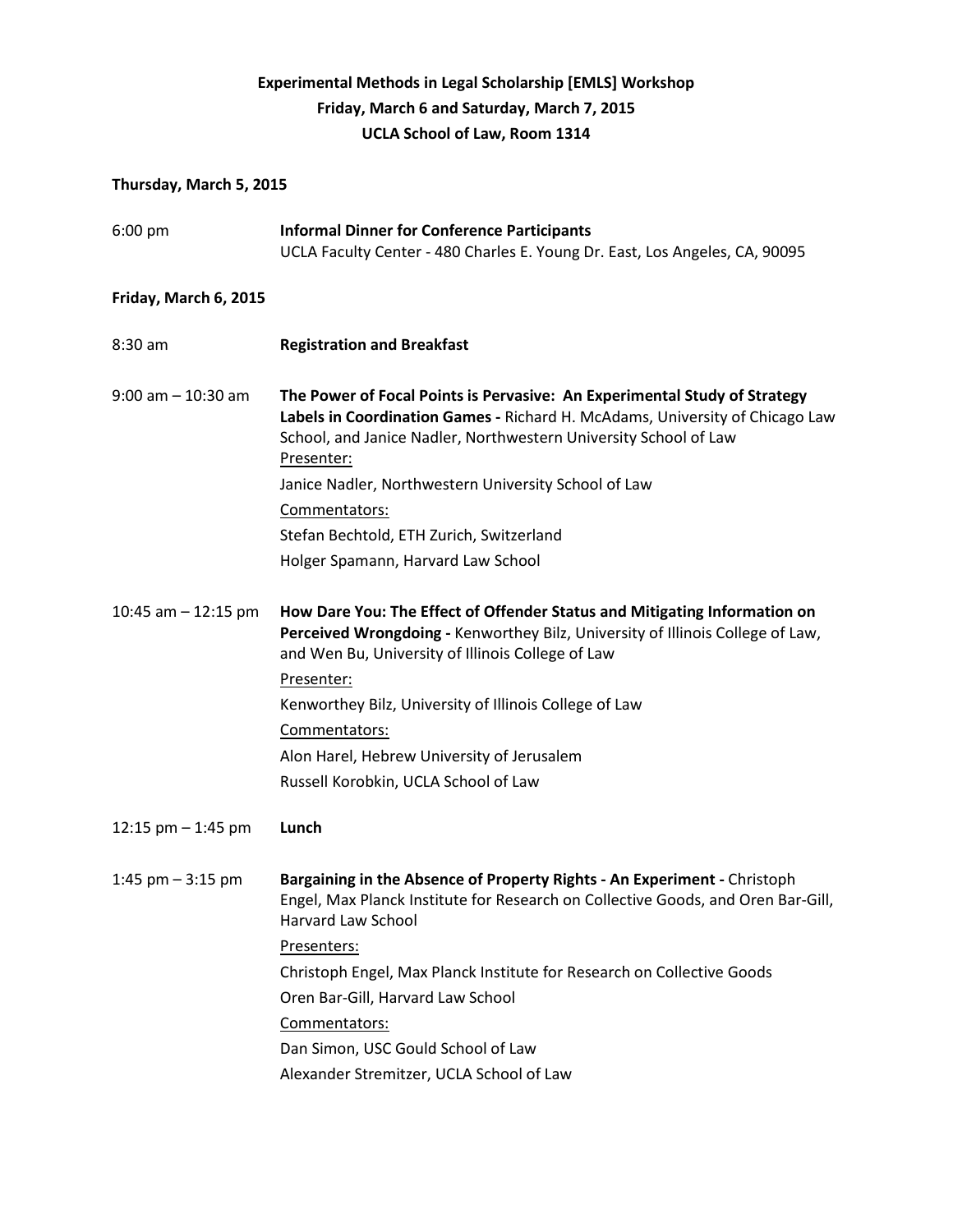# Experimental Methods in Legal Scholarship [EMLS] Workshop
## Friday, March 6 and Saturday, March 7, 2015
## UCLA School of Law, Room 1314

**Thursday, March 5, 2015**

6:00 pm — **Informal Dinner for Conference Participants**
UCLA Faculty Center - 480 Charles E. Young Dr. East, Los Angeles, CA, 90095

**Friday, March 6, 2015**

8:30 am — **Registration and Breakfast**

9:00 am – 10:30 am — **The Power of Focal Points is Pervasive: An Experimental Study of Strategy Labels in Coordination Games -** Richard H. McAdams, University of Chicago Law School, and Janice Nadler, Northwestern University School of Law

Presenter:

Janice Nadler, Northwestern University School of Law

Commentators:

Stefan Bechtold, ETH Zurich, Switzerland

Holger Spamann, Harvard Law School

10:45 am – 12:15 pm — **How Dare You: The Effect of Offender Status and Mitigating Information on Perceived Wrongdoing -** Kenworthey Bilz, University of Illinois College of Law, and Wen Bu, University of Illinois College of Law

Presenter:

Kenworthey Bilz, University of Illinois College of Law

Commentators:

Alon Harel, Hebrew University of Jerusalem

Russell Korobkin, UCLA School of Law

12:15 pm – 1:45 pm — **Lunch**

1:45 pm – 3:15 pm — **Bargaining in the Absence of Property Rights - An Experiment -** Christoph Engel, Max Planck Institute for Research on Collective Goods, and Oren Bar-Gill, Harvard Law School

Presenters:

Christoph Engel, Max Planck Institute for Research on Collective Goods

Oren Bar-Gill, Harvard Law School

Commentators:

Dan Simon, USC Gould School of Law

Alexander Stremitzer, UCLA School of Law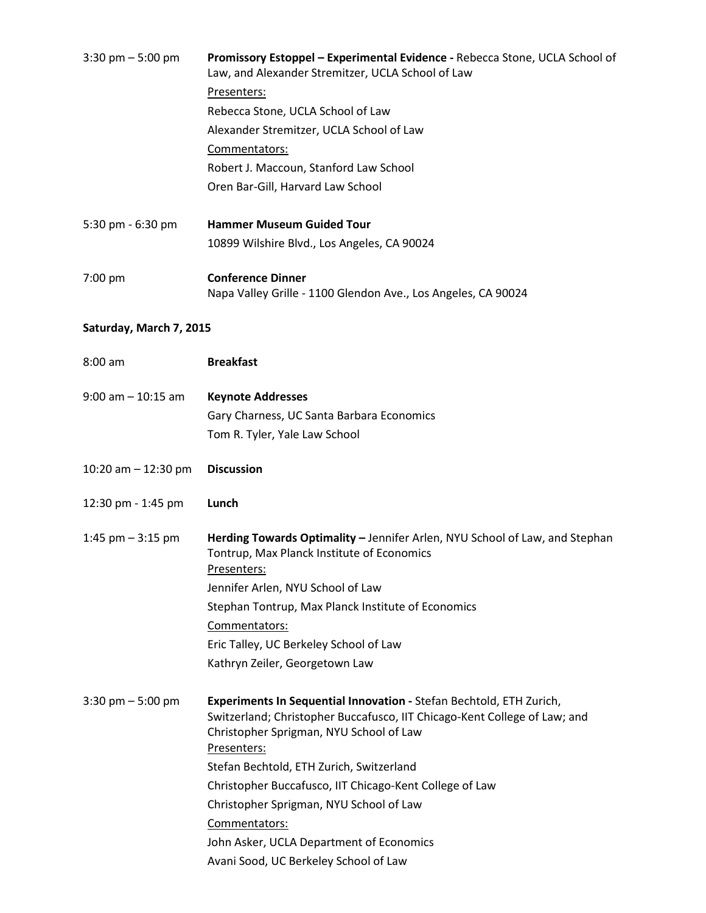3:30 pm – 5:00 pm **Promissory Estoppel – Experimental Evidence -** Rebecca Stone, UCLA School of Law, and Alexander Stremitzer, UCLA School of Law

Presenters:

Rebecca Stone, UCLA School of Law

Alexander Stremitzer, UCLA School of Law

Commentators:

Robert J. Maccoun, Stanford Law School

Oren Bar-Gill, Harvard Law School

5:30 pm - 6:30 pm **Hammer Museum Guided Tour**

10899 Wilshire Blvd., Los Angeles, CA 90024

7:00 pm **Conference Dinner**

Napa Valley Grille - 1100 Glendon Ave., Los Angeles, CA 90024

**Saturday, March 7, 2015**

8:00 am **Breakfast**

9:00 am – 10:15 am **Keynote Addresses**

Gary Charness, UC Santa Barbara Economics

Tom R. Tyler, Yale Law School

10:20 am – 12:30 pm **Discussion**

12:30 pm - 1:45 pm **Lunch**

1:45 pm – 3:15 pm **Herding Towards Optimality –** Jennifer Arlen, NYU School of Law, and Stephan Tontrup, Max Planck Institute of Economics

Presenters:

Jennifer Arlen, NYU School of Law

Stephan Tontrup, Max Planck Institute of Economics

Commentators:

Eric Talley, UC Berkeley School of Law

Kathryn Zeiler, Georgetown Law

3:30 pm – 5:00 pm **Experiments In Sequential Innovation -** Stefan Bechtold, ETH Zurich, Switzerland; Christopher Buccafusco, IIT Chicago-Kent College of Law; and Christopher Sprigman, NYU School of Law

Presenters:

Stefan Bechtold, ETH Zurich, Switzerland

Christopher Buccafusco, IIT Chicago-Kent College of Law

Christopher Sprigman, NYU School of Law

Commentators:

John Asker, UCLA Department of Economics

Avani Sood, UC Berkeley School of Law